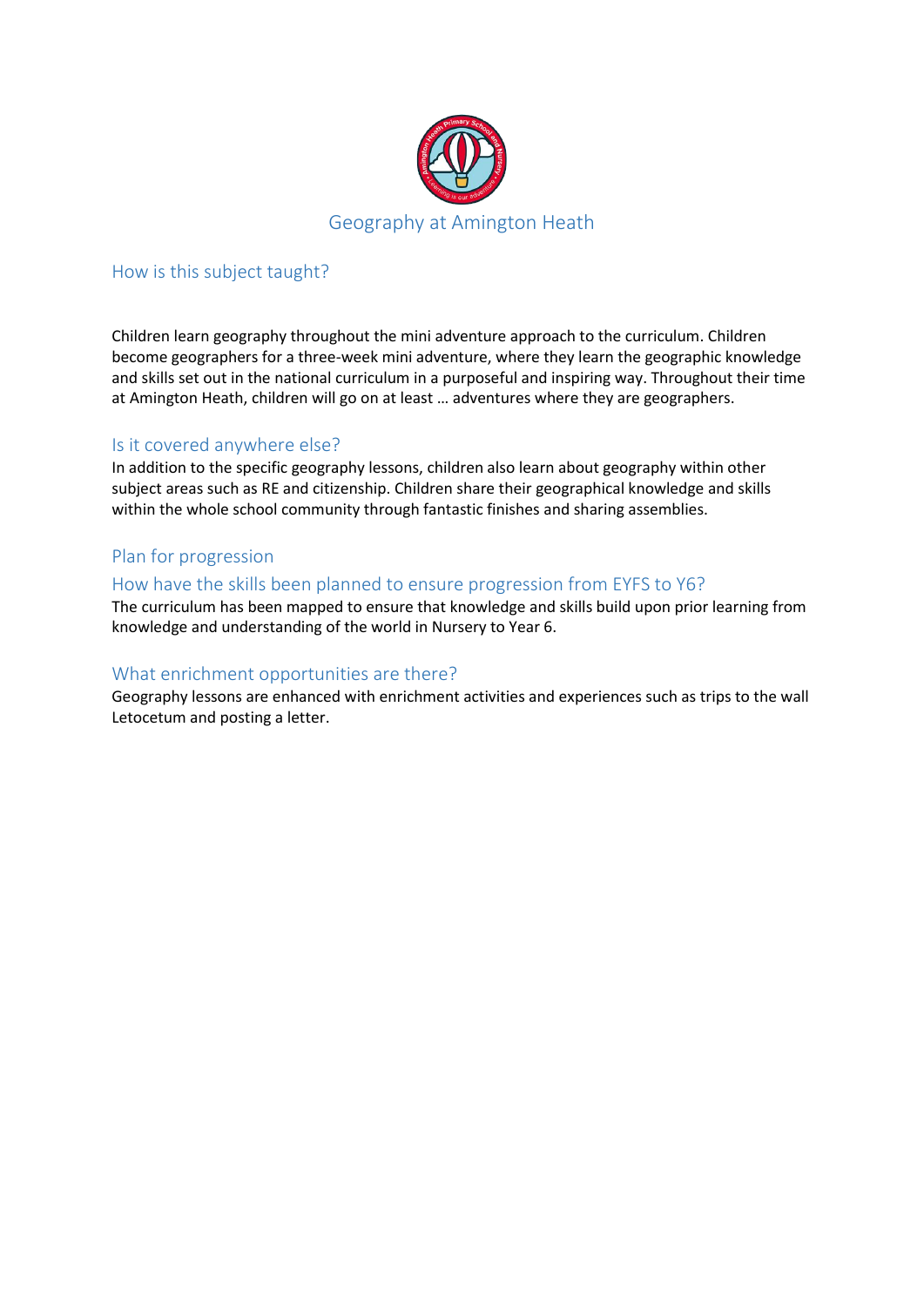# Geography at Amington Heath

## How is this subject taught?

Children learn geography throughout the mini adventure approach to the curriculum. Children become geographers for a three-week mini adventure, where they learn the geographic knowledge and skills set out in the national curriculum in a purposeful and inspiring way. Throughout their time at Amington Heath, children will go on at least … adventures where they are geographers.

## Is it covered anywhere else?

In addition to the specific geography lessons, children also learn about geography within other subject areas such as RE and citizenship. Children share their geographical knowledge and skills within the whole school community through fantastic finishes and sharing assemblies.

## Plan for progression

## How have the skills been planned to ensure progression from EYFS to Y6?

The curriculum has been mapped to ensure that knowledge and skills build upon prior learning from knowledge and understanding of the world in Nursery to Year 6.

## What enrichment opportunities are there?

Geography lessons are enhanced with enrichment activities and experiences such as trips to the wall Letocetum and posting a letter.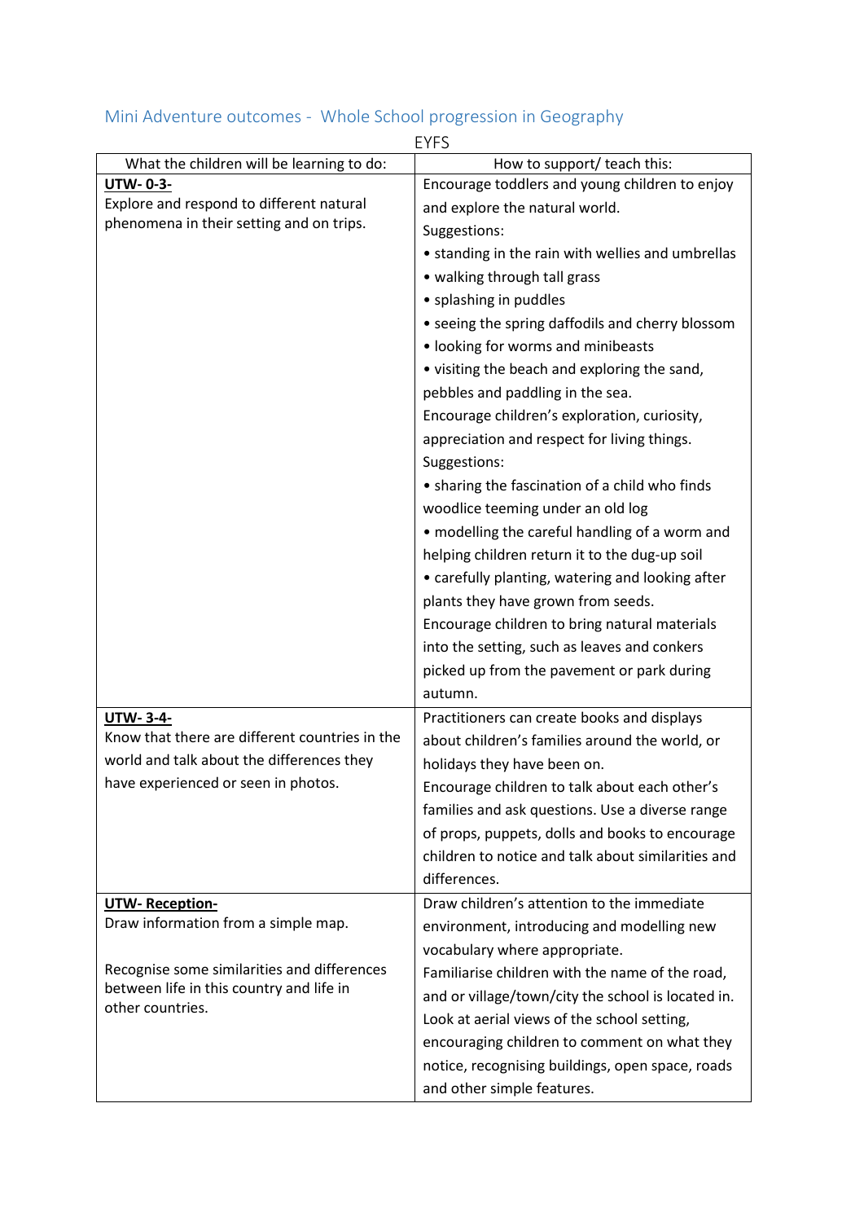## Mini Adventure outcomes - Whole School progression in Geography

EYFS

| What the children will be learning to do: | How to support/ teach this: |
|---|---|
| **UTW- 0-3-**<br>Explore and respond to different natural phenomena in their setting and on trips. | Encourage toddlers and young children to enjoy and explore the natural world.<br>Suggestions:<br>• standing in the rain with wellies and umbrellas<br>• walking through tall grass<br>• splashing in puddles<br>• seeing the spring daffodils and cherry blossom<br>• looking for worms and minibeasts<br>• visiting the beach and exploring the sand, pebbles and paddling in the sea.<br>Encourage children's exploration, curiosity, appreciation and respect for living things.<br>Suggestions:<br>• sharing the fascination of a child who finds woodlice teeming under an old log<br>• modelling the careful handling of a worm and helping children return it to the dug-up soil<br>• carefully planting, watering and looking after plants they have grown from seeds.<br>Encourage children to bring natural materials into the setting, such as leaves and conkers picked up from the pavement or park during autumn. |
| **UTW- 3-4-**<br>Know that there are different countries in the world and talk about the differences they have experienced or seen in photos. | Practitioners can create books and displays about children's families around the world, or holidays they have been on.<br>Encourage children to talk about each other's families and ask questions. Use a diverse range of props, puppets, dolls and books to encourage children to notice and talk about similarities and differences. |
| **UTW- Reception-**<br>Draw information from a simple map.<br><br>Recognise some similarities and differences between life in this country and life in other countries. | Draw children's attention to the immediate environment, introducing and modelling new vocabulary where appropriate.<br>Familiarise children with the name of the road, and or village/town/city the school is located in.<br>Look at aerial views of the school setting, encouraging children to comment on what they notice, recognising buildings, open space, roads and other simple features. |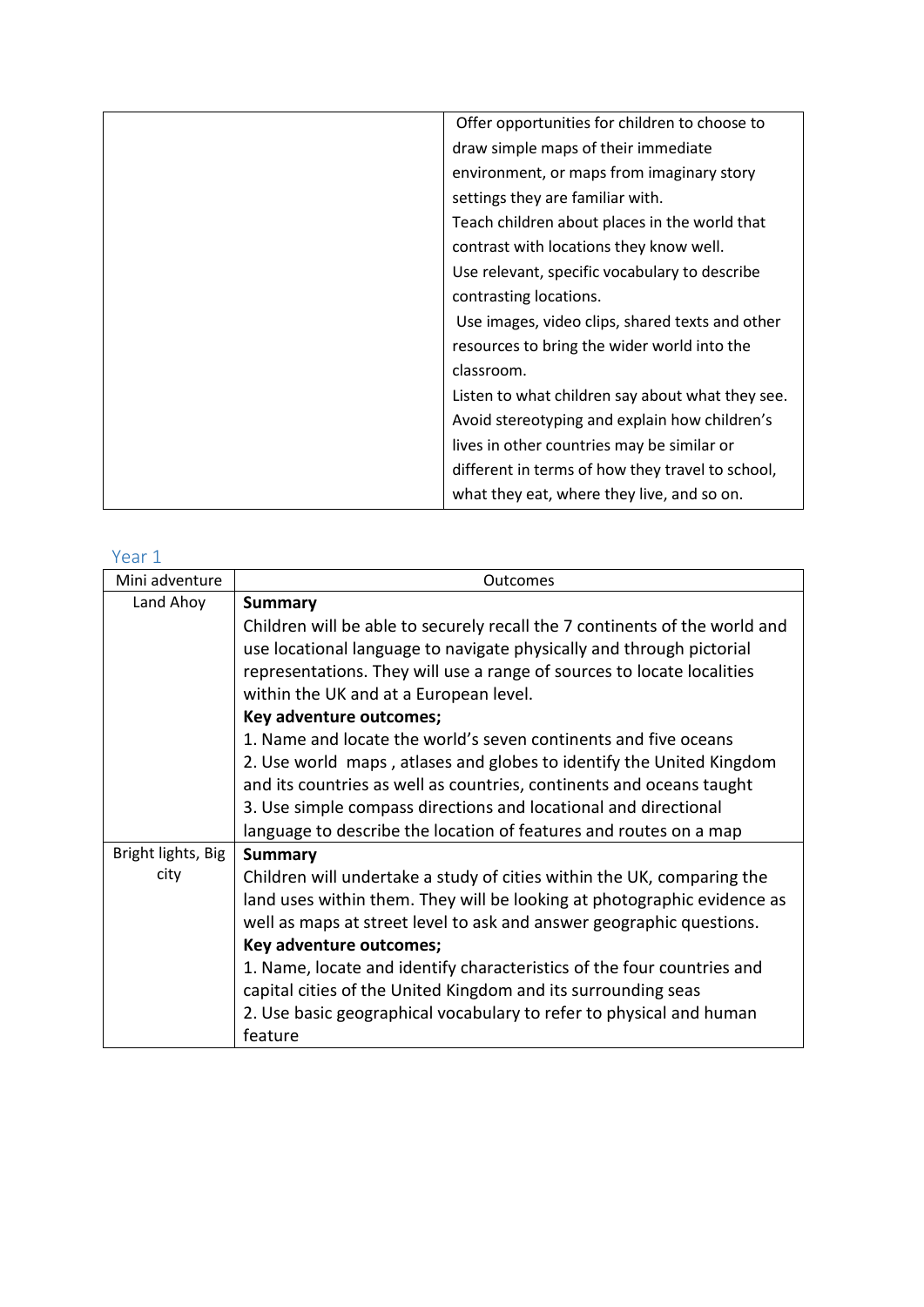| | |
|---|---|
| | Offer opportunities for children to choose to draw simple maps of their immediate environment, or maps from imaginary story settings they are familiar with.<br>Teach children about places in the world that contrast with locations they know well.<br>Use relevant, specific vocabulary to describe contrasting locations.<br>Use images, video clips, shared texts and other resources to bring the wider world into the classroom.<br>Listen to what children say about what they see.<br>Avoid stereotyping and explain how children's lives in other countries may be similar or different in terms of how they travel to school, what they eat, where they live, and so on. |

## Year 1

| Mini adventure | Outcomes |
|---|---|
| Land Ahoy | **Summary**<br>Children will be able to securely recall the 7 continents of the world and use locational language to navigate physically and through pictorial representations. They will use a range of sources to locate localities within the UK and at a European level.<br>**Key adventure outcomes;**<br>1. Name and locate the world's seven continents and five oceans<br>2. Use world maps , atlases and globes to identify the United Kingdom and its countries as well as countries, continents and oceans taught<br>3. Use simple compass directions and locational and directional language to describe the location of features and routes on a map |
| Bright lights, Big city | **Summary**<br>Children will undertake a study of cities within the UK, comparing the land uses within them. They will be looking at photographic evidence as well as maps at street level to ask and answer geographic questions.<br>**Key adventure outcomes;**<br>1. Name, locate and identify characteristics of the four countries and capital cities of the United Kingdom and its surrounding seas<br>2. Use basic geographical vocabulary to refer to physical and human feature |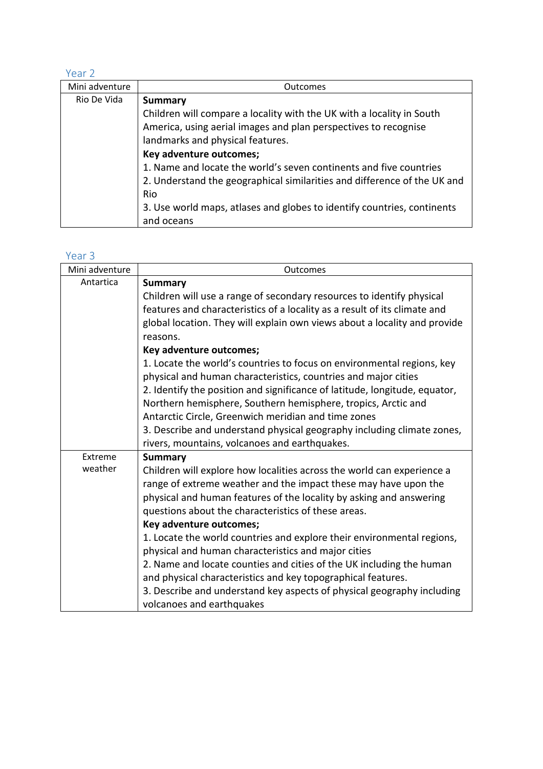## Year 2

| Mini adventure | Outcomes |
| --- | --- |
| Rio De Vida | **Summary**<br>Children will compare a locality with the UK with a locality in South America, using aerial images and plan perspectives to recognise landmarks and physical features.<br>**Key adventure outcomes;**<br>1. Name and locate the world's seven continents and five countries<br>2. Understand the geographical similarities and difference of the UK and Rio<br>3. Use world maps, atlases and globes to identify countries, continents and oceans |

## Year 3

| Mini adventure | Outcomes |
| --- | --- |
| Antartica | **Summary**<br>Children will use a range of secondary resources to identify physical features and characteristics of a locality as a result of its climate and global location. They will explain own views about a locality and provide reasons.<br>**Key adventure outcomes;**<br>1. Locate the world's countries to focus on environmental regions, key physical and human characteristics, countries and major cities<br>2. Identify the position and significance of latitude, longitude, equator, Northern hemisphere, Southern hemisphere, tropics, Arctic and Antarctic Circle, Greenwich meridian and time zones<br>3. Describe and understand physical geography including climate zones, rivers, mountains, volcanoes and earthquakes. |
| Extreme weather | **Summary**<br>Children will explore how localities across the world can experience a range of extreme weather and the impact these may have upon the physical and human features of the locality by asking and answering questions about the characteristics of these areas.<br>**Key adventure outcomes;**<br>1. Locate the world countries and explore their environmental regions, physical and human characteristics and major cities<br>2. Name and locate counties and cities of the UK including the human and physical characteristics and key topographical features.<br>3. Describe and understand key aspects of physical geography including volcanoes and earthquakes |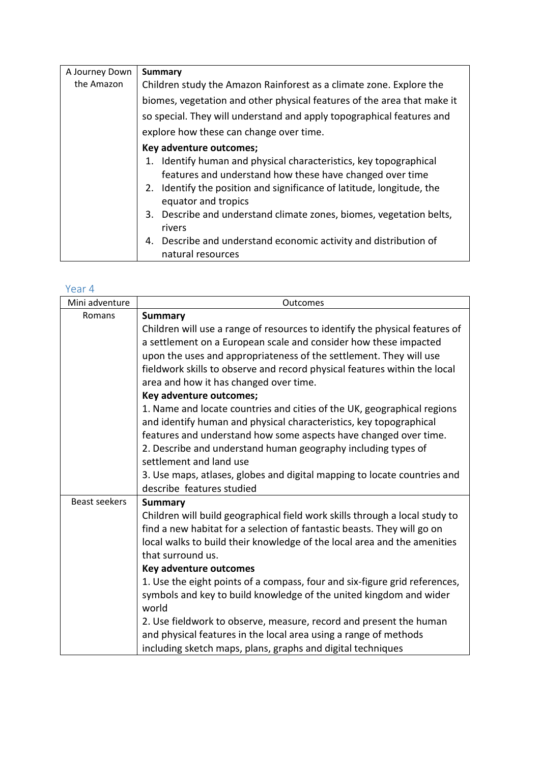| A Journey Down the Amazon | **Summary**<br>Children study the Amazon Rainforest as a climate zone. Explore the biomes, vegetation and other physical features of the area that make it so special. They will understand and apply topographical features and explore how these can change over time.<br>**Key adventure outcomes;**<br>1. Identify human and physical characteristics, key topographical features and understand how these have changed over time<br>2. Identify the position and significance of latitude, longitude, the equator and tropics<br>3. Describe and understand climate zones, biomes, vegetation belts, rivers<br>4. Describe and understand economic activity and distribution of natural resources |
|---|---|

## Year 4

| Mini adventure | Outcomes |
|---|---|
| Romans | **Summary**<br>Children will use a range of resources to identify the physical features of a settlement on a European scale and consider how these impacted upon the uses and appropriateness of the settlement. They will use fieldwork skills to observe and record physical features within the local area and how it has changed over time.<br>**Key adventure outcomes;**<br>1. Name and locate countries and cities of the UK, geographical regions and identify human and physical characteristics, key topographical features and understand how some aspects have changed over time.<br>2. Describe and understand human geography including types of settlement and land use<br>3. Use maps, atlases, globes and digital mapping to locate countries and describe features studied |
| Beast seekers | **Summary**<br>Children will build geographical field work skills through a local study to find a new habitat for a selection of fantastic beasts. They will go on local walks to build their knowledge of the local area and the amenities that surround us.<br>**Key adventure outcomes**<br>1. Use the eight points of a compass, four and six-figure grid references, symbols and key to build knowledge of the united kingdom and wider world<br>2. Use fieldwork to observe, measure, record and present the human and physical features in the local area using a range of methods including sketch maps, plans, graphs and digital techniques |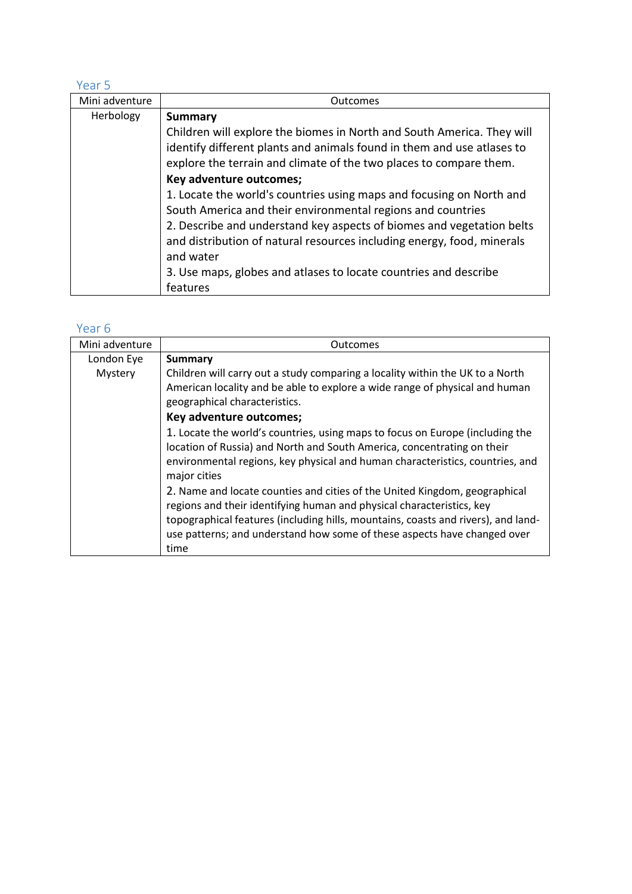## Year 5

| Mini adventure | Outcomes |
| --- | --- |
| Herbology | **Summary**<br>Children will explore the biomes in North and South America. They will identify different plants and animals found in them and use atlases to explore the terrain and climate of the two places to compare them.<br>**Key adventure outcomes;**<br>1. Locate the world's countries using maps and focusing on North and South America and their environmental regions and countries<br>2. Describe and understand key aspects of biomes and vegetation belts and distribution of natural resources including energy, food, minerals and water<br>3. Use maps, globes and atlases to locate countries and describe features |

## Year 6

| Mini adventure | Outcomes |
| --- | --- |
| London Eye Mystery | **Summary**<br>Children will carry out a study comparing a locality within the UK to a North American locality and be able to explore a wide range of physical and human geographical characteristics.<br>**Key adventure outcomes;**<br>1. Locate the world's countries, using maps to focus on Europe (including the location of Russia) and North and South America, concentrating on their environmental regions, key physical and human characteristics, countries, and major cities<br>2. Name and locate counties and cities of the United Kingdom, geographical regions and their identifying human and physical characteristics, key topographical features (including hills, mountains, coasts and rivers), and land-use patterns; and understand how some of these aspects have changed over time |